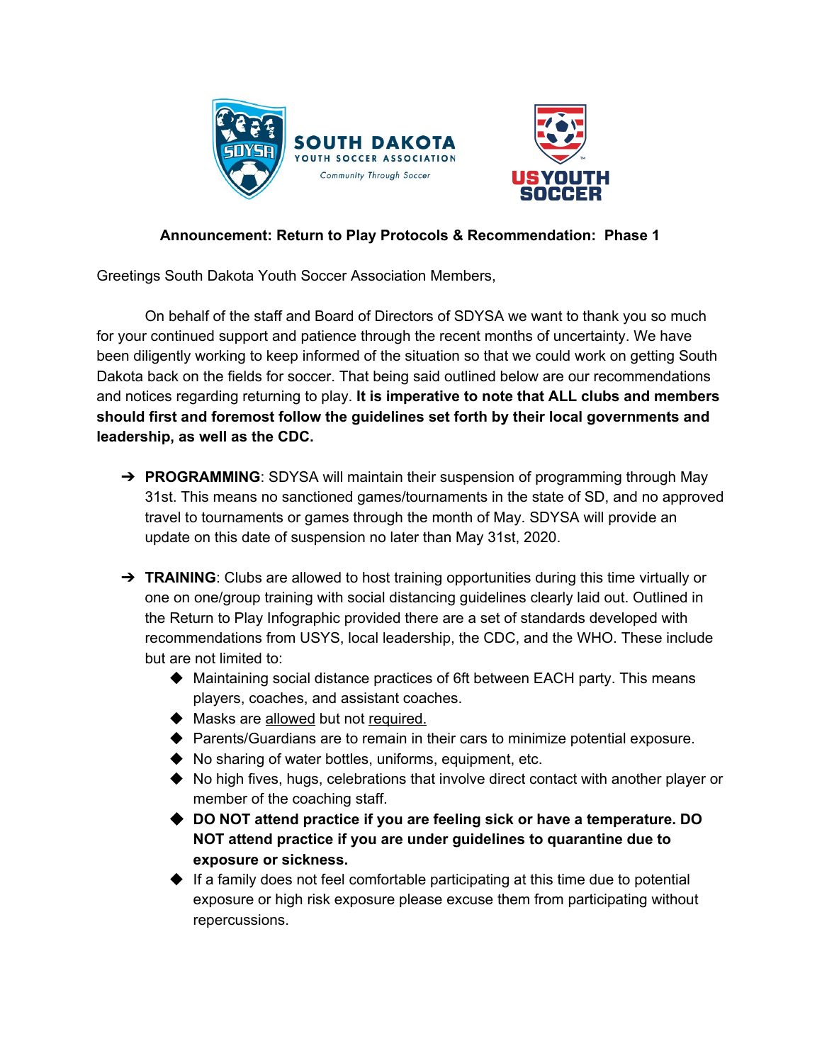SOUTH DAKOTA
YOUTH SOCCER ASSOCIATION
*Community Through Soccer*

US YOUTH SOCCER

**Announcement: Return to Play Protocols & Recommendation: Phase 1**

Greetings South Dakota Youth Soccer Association Members,

On behalf of the staff and Board of Directors of SDYSA we want to thank you so much for your continued support and patience through the recent months of uncertainty. We have been diligently working to keep informed of the situation so that we could work on getting South Dakota back on the fields for soccer. That being said outlined below are our recommendations and notices regarding returning to play. **It is imperative to note that ALL clubs and members should first and foremost follow the guidelines set forth by their local governments and leadership, as well as the CDC.**

- **PROGRAMMING**: SDYSA will maintain their suspension of programming through May 31st. This means no sanctioned games/tournaments in the state of SD, and no approved travel to tournaments or games through the month of May. SDYSA will provide an update on this date of suspension no later than May 31st, 2020.

- **TRAINING**: Clubs are allowed to host training opportunities during this time virtually or one on one/group training with social distancing guidelines clearly laid out. Outlined in the Return to Play Infographic provided there are a set of standards developed with recommendations from USYS, local leadership, the CDC, and the WHO. These include but are not limited to:
  - Maintaining social distance practices of 6ft between EACH party. This means players, coaches, and assistant coaches.
  - Masks are allowed but not required.
  - Parents/Guardians are to remain in their cars to minimize potential exposure.
  - No sharing of water bottles, uniforms, equipment, etc.
  - No high fives, hugs, celebrations that involve direct contact with another player or member of the coaching staff.
  - **DO NOT attend practice if you are feeling sick or have a temperature. DO NOT attend practice if you are under guidelines to quarantine due to exposure or sickness.**
  - If a family does not feel comfortable participating at this time due to potential exposure or high risk exposure please excuse them from participating without repercussions.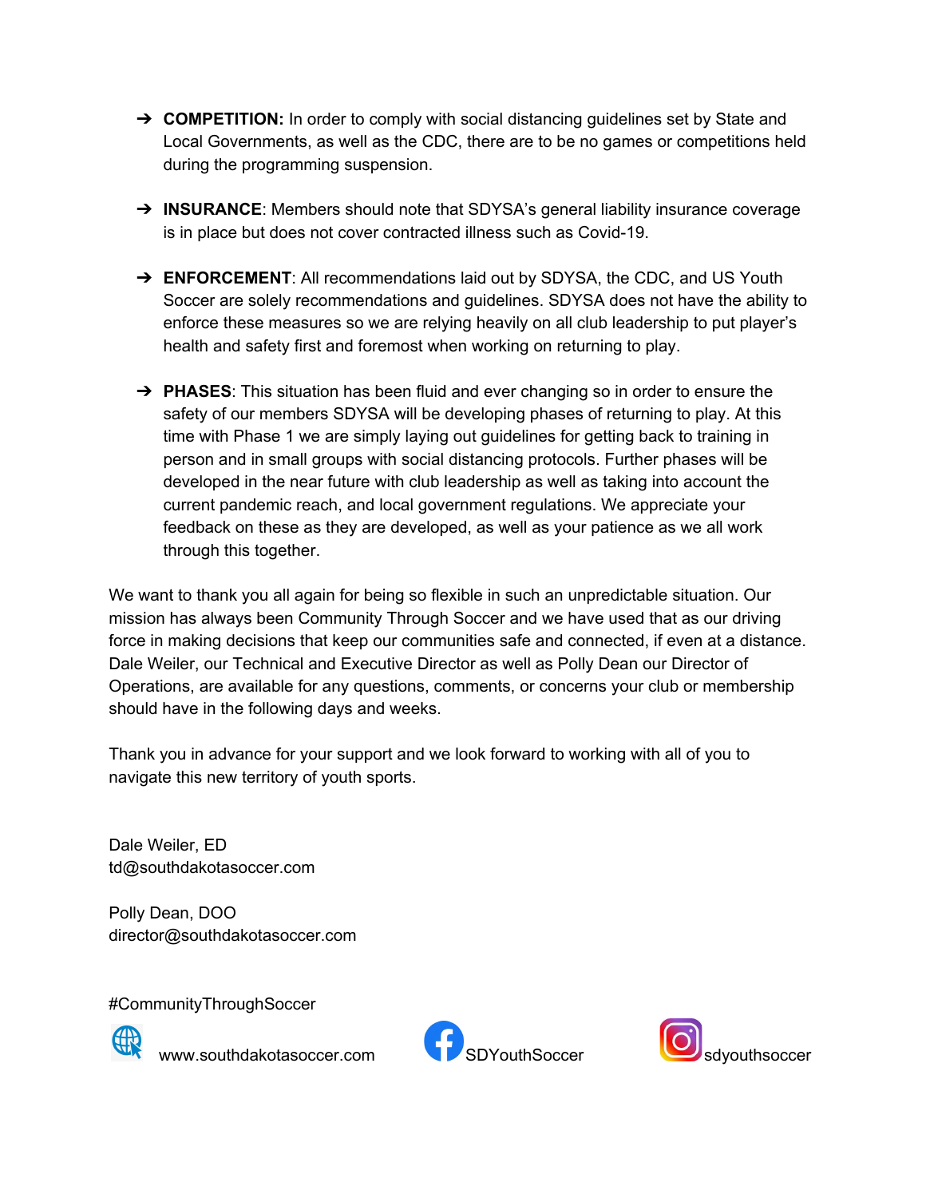- **COMPETITION:** In order to comply with social distancing guidelines set by State and Local Governments, as well as the CDC, there are to be no games or competitions held during the programming suspension.

- **INSURANCE**: Members should note that SDYSA's general liability insurance coverage is in place but does not cover contracted illness such as Covid-19.

- **ENFORCEMENT**: All recommendations laid out by SDYSA, the CDC, and US Youth Soccer are solely recommendations and guidelines. SDYSA does not have the ability to enforce these measures so we are relying heavily on all club leadership to put player's health and safety first and foremost when working on returning to play.

- **PHASES**: This situation has been fluid and ever changing so in order to ensure the safety of our members SDYSA will be developing phases of returning to play. At this time with Phase 1 we are simply laying out guidelines for getting back to training in person and in small groups with social distancing protocols. Further phases will be developed in the near future with club leadership as well as taking into account the current pandemic reach, and local government regulations. We appreciate your feedback on these as they are developed, as well as your patience as we all work through this together.

We want to thank you all again for being so flexible in such an unpredictable situation. Our mission has always been Community Through Soccer and we have used that as our driving force in making decisions that keep our communities safe and connected, if even at a distance. Dale Weiler, our Technical and Executive Director as well as Polly Dean our Director of Operations, are available for any questions, comments, or concerns your club or membership should have in the following days and weeks.

Thank you in advance for your support and we look forward to working with all of you to navigate this new territory of youth sports.

Dale Weiler, ED
td@southdakotasoccer.com

Polly Dean, DOO
director@southdakotasoccer.com

#CommunityThroughSoccer

www.southdakotasoccer.com SDYouthSoccer sdyouthsoccer